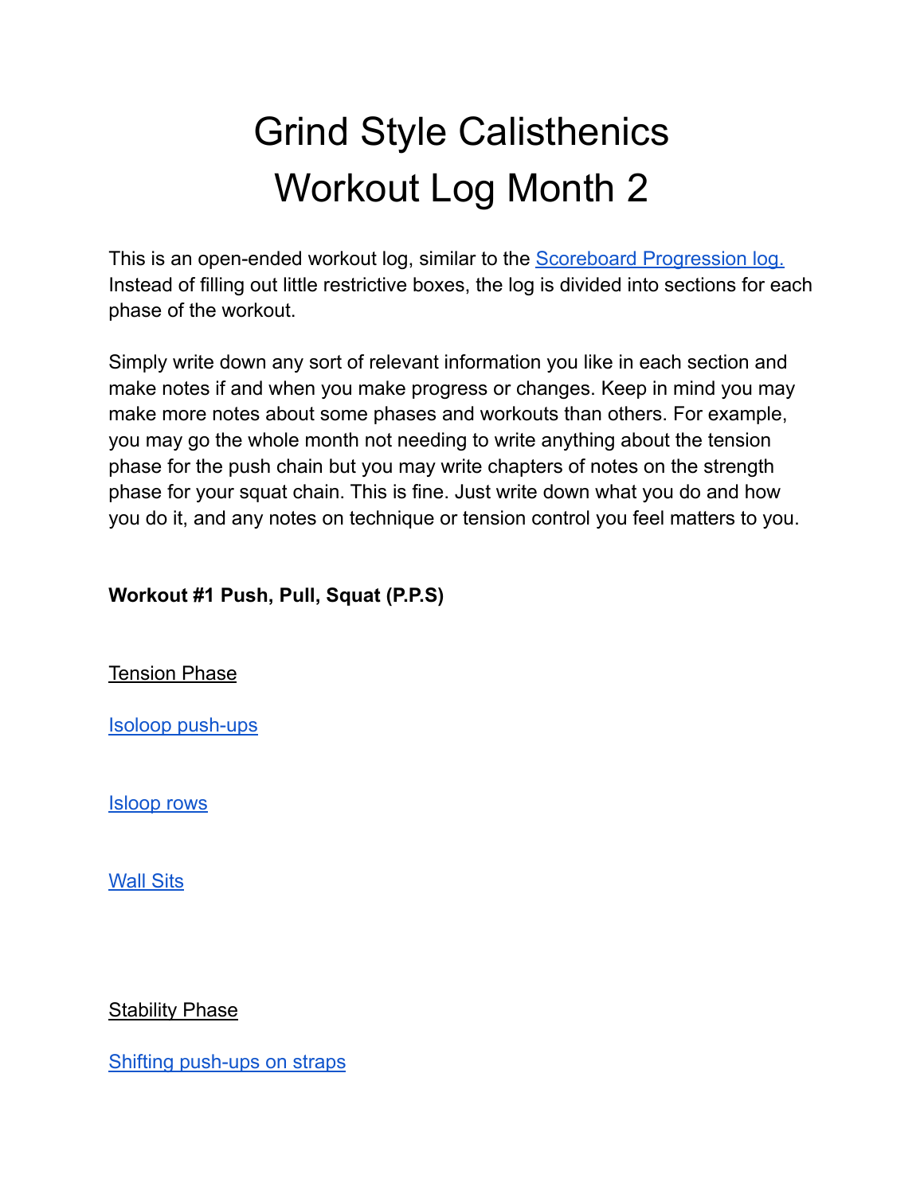# Grind Style Calisthenics
# Workout Log Month 2

This is an open-ended workout log, similar to the Scoreboard Progression log. Instead of filling out little restrictive boxes, the log is divided into sections for each phase of the workout.

Simply write down any sort of relevant information you like in each section and make notes if and when you make progress or changes. Keep in mind you may make more notes about some phases and workouts than others. For example, you may go the whole month not needing to write anything about the tension phase for the push chain but you may write chapters of notes on the strength phase for your squat chain. This is fine. Just write down what you do and how you do it, and any notes on technique or tension control you feel matters to you.

**Workout #1 Push, Pull, Squat (P.P.S)**

Tension Phase

Isoloop push-ups

Isloop rows

Wall Sits

Stability Phase

Shifting push-ups on straps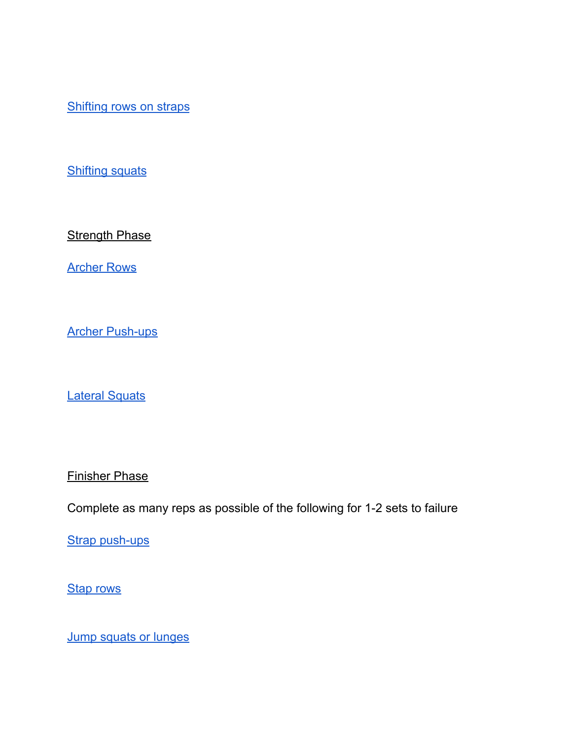Shifting rows on straps

Shifting squats

Strength Phase

Archer Rows

Archer Push-ups

Lateral Squats

Finisher Phase

Complete as many reps as possible of the following for 1-2 sets to failure

Strap push-ups

Stap rows

Jump squats or lunges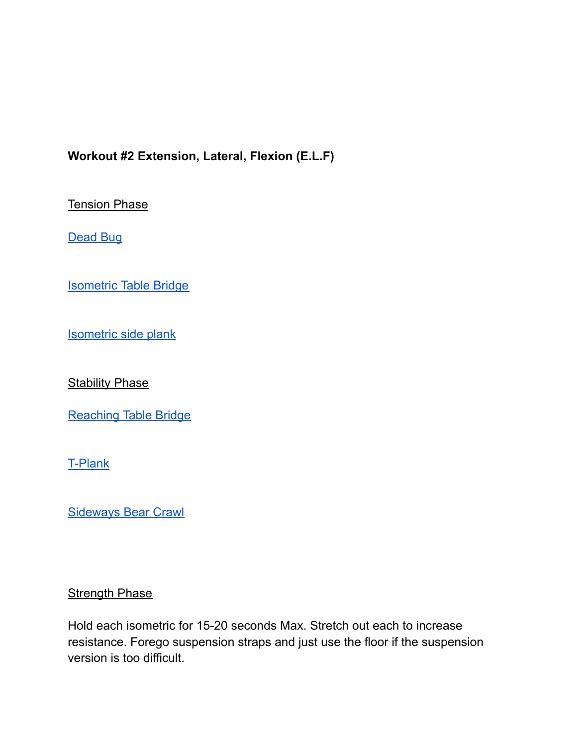**Workout #2 Extension, Lateral, Flexion (E.L.F)**

Tension Phase

Dead Bug

Isometric Table Bridge

Isometric side plank

Stability Phase

Reaching Table Bridge

T-Plank

Sideways Bear Crawl

Strength Phase

Hold each isometric for 15-20 seconds Max. Stretch out each to increase resistance. Forego suspension straps and just use the floor if the suspension version is too difficult.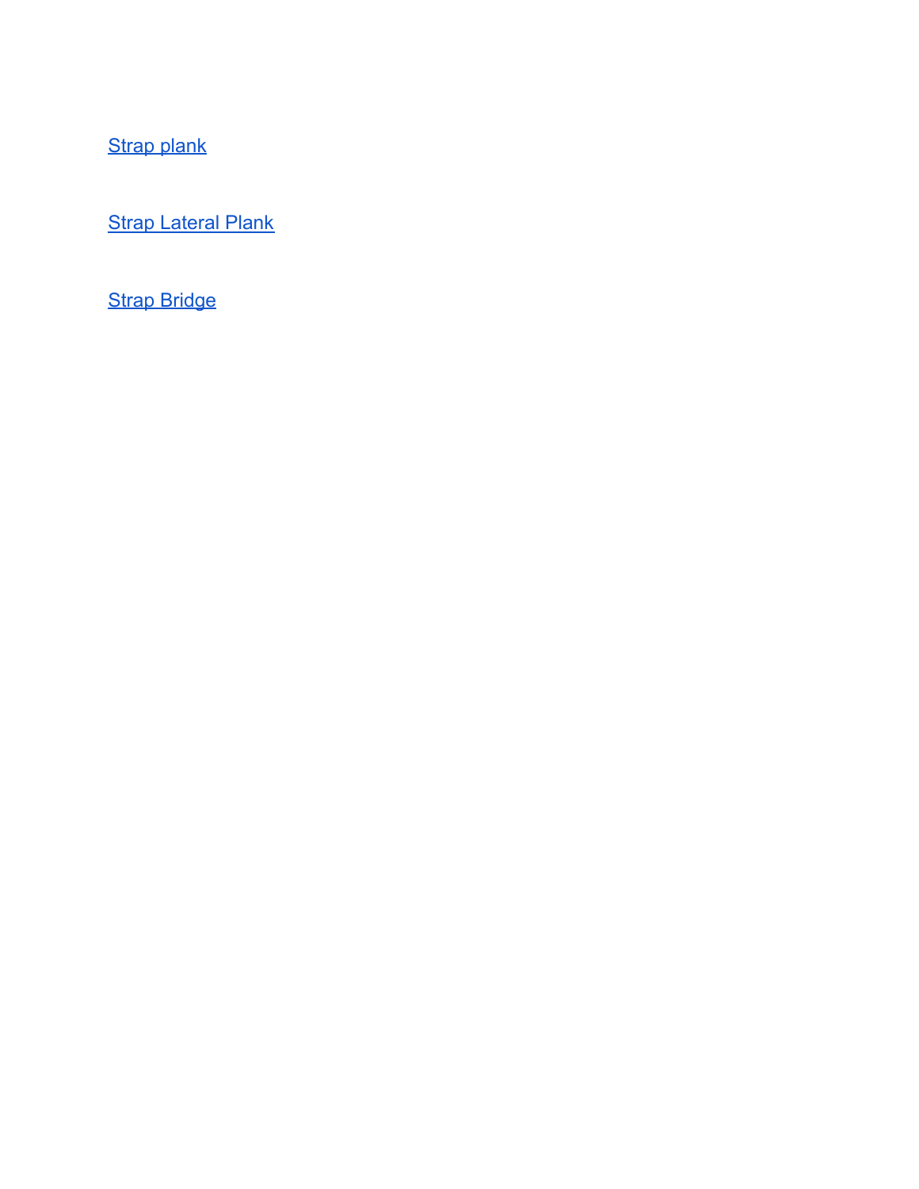Strap plank

Strap Lateral Plank

Strap Bridge